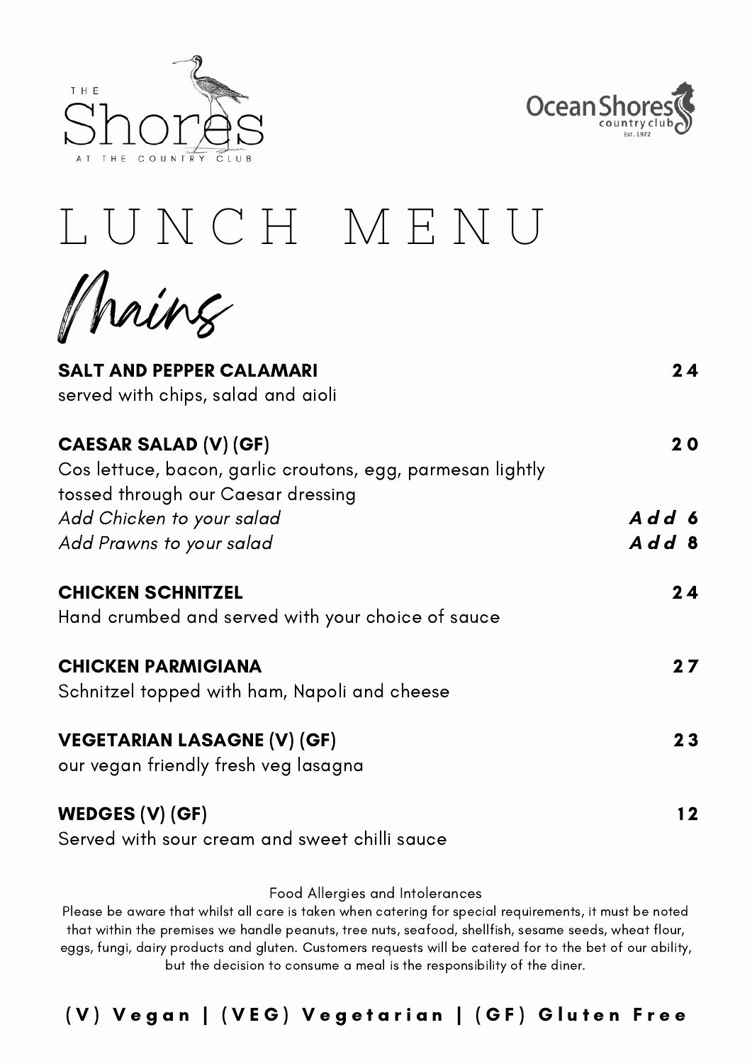THE
# Shores
AT THE COUNTRY CLUB

Ocean Shores country club Est. 1972

# LUNCH MENU

## Mains

**SALT AND PEPPER CALAMARI** **24**
served with chips, salad and aioli

**CAESAR SALAD (V) (GF)** **20**
Cos lettuce, bacon, garlic croutons, egg, parmesan lightly tossed through our Caesar dressing
*Add Chicken to your salad* ***Add 6***
*Add Prawns to your salad* ***Add 8***

**CHICKEN SCHNITZEL** **24**
Hand crumbed and served with your choice of sauce

**CHICKEN PARMIGIANA** **27**
Schnitzel topped with ham, Napoli and cheese

**VEGETARIAN LASAGNE (V) (GF)** **23**
our vegan friendly fresh veg lasagna

**WEDGES (V) (GF)** **12**
Served with sour cream and sweet chilli sauce

Food Allergies and Intolerances
Please be aware that whilst all care is taken when catering for special requirements, it must be noted that within the premises we handle peanuts, tree nuts, seafood, shellfish, sesame seeds, wheat flour, eggs, fungi, dairy products and gluten. Customers requests will be catered for to the bet of our ability, but the decision to consume a meal is the responsibility of the diner.

**(V) Vegan | (VEG) Vegetarian | (GF) Gluten Free**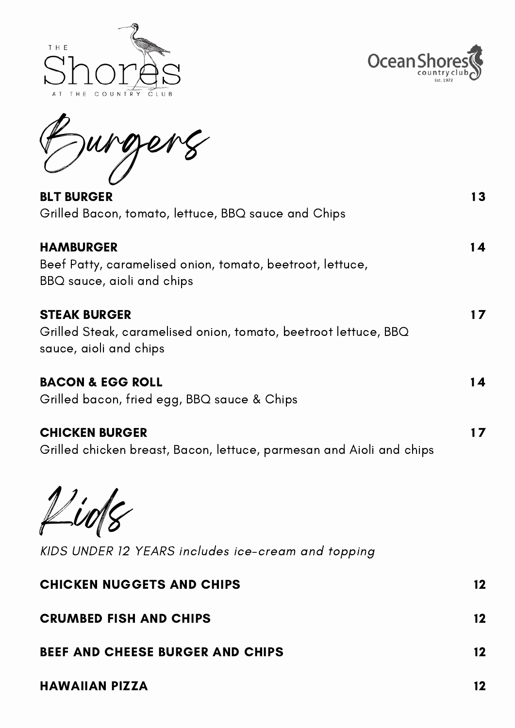THE

# Shores

AT THE COUNTRY CLUB

Ocean Shores
country club
Est. 1972

## Burgers

**BLT BURGER** **13**
Grilled Bacon, tomato, lettuce, BBQ sauce and Chips

**HAMBURGER** **14**
Beef Patty, caramelised onion, tomato, beetroot, lettuce, BBQ sauce, aioli and chips

**STEAK BURGER** **17**
Grilled Steak, caramelised onion, tomato, beetroot lettuce, BBQ sauce, aioli and chips

**BACON & EGG ROLL** **14**
Grilled bacon, fried egg, BBQ sauce & Chips

**CHICKEN BURGER** **17**
Grilled chicken breast, Bacon, lettuce, parmesan and Aioli and chips

## Kids

*KIDS UNDER 12 YEARS includes ice-cream and topping*

**CHICKEN NUGGETS AND CHIPS** **12**

**CRUMBED FISH AND CHIPS** **12**

**BEEF AND CHEESE BURGER AND CHIPS** **12**

**HAWAIIAN PIZZA** **12**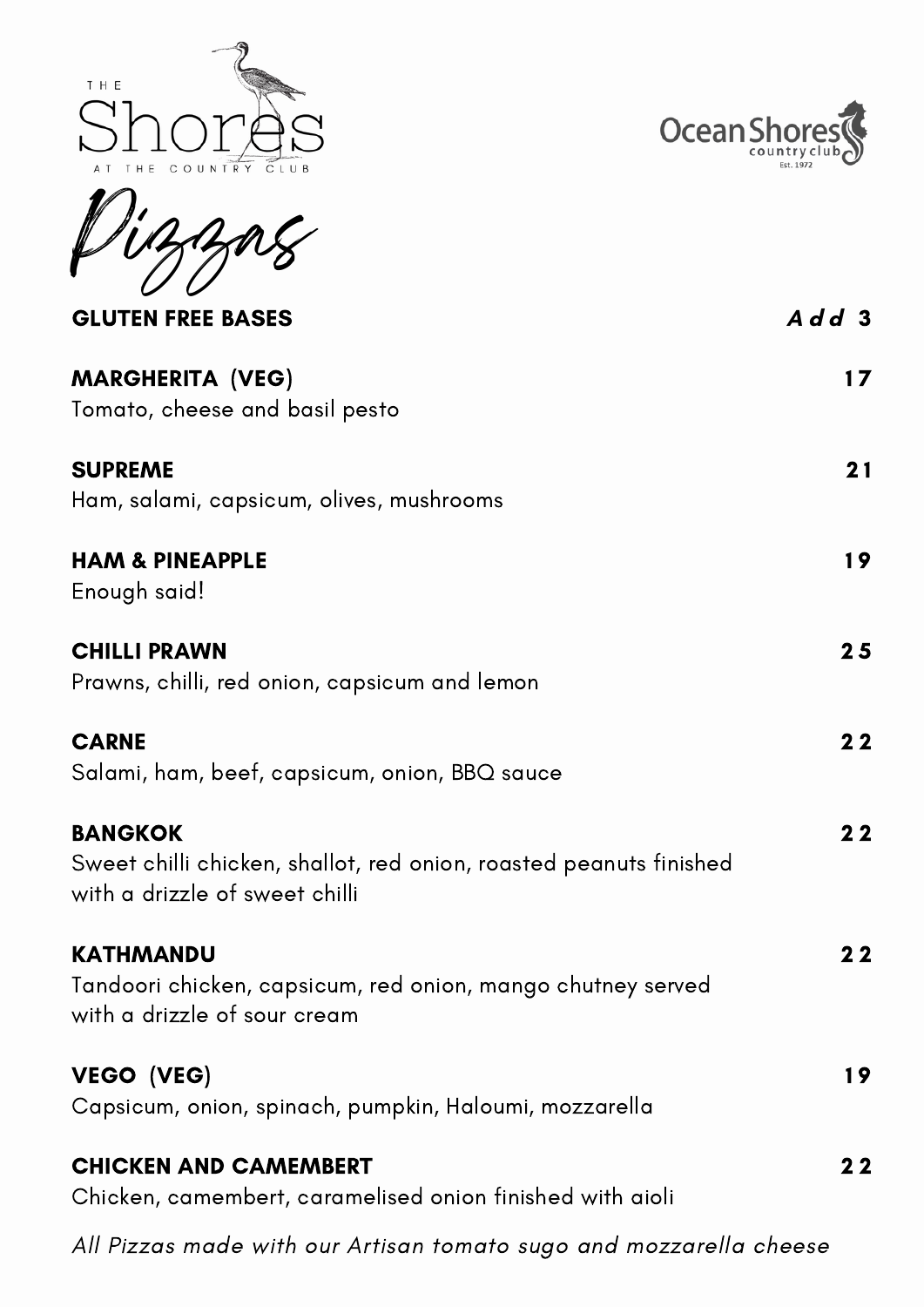THE Shores AT THE COUNTRY CLUB

Ocean Shores country club Est. 1972

# Pizzas

**GLUTEN FREE BASES** — *Add* 3

**MARGHERITA (VEG)** — 17
Tomato, cheese and basil pesto

**SUPREME** — 21
Ham, salami, capsicum, olives, mushrooms

**HAM & PINEAPPLE** — 19
Enough said!

**CHILLI PRAWN** — 25
Prawns, chilli, red onion, capsicum and lemon

**CARNE** — 22
Salami, ham, beef, capsicum, onion, BBQ sauce

**BANGKOK** — 22
Sweet chilli chicken, shallot, red onion, roasted peanuts finished with a drizzle of sweet chilli

**KATHMANDU** — 22
Tandoori chicken, capsicum, red onion, mango chutney served with a drizzle of sour cream

**VEGO (VEG)** — 19
Capsicum, onion, spinach, pumpkin, Haloumi, mozzarella

**CHICKEN AND CAMEMBERT** — 22
Chicken, camembert, caramelised onion finished with aioli

*All Pizzas made with our Artisan tomato sugo and mozzarella cheese*